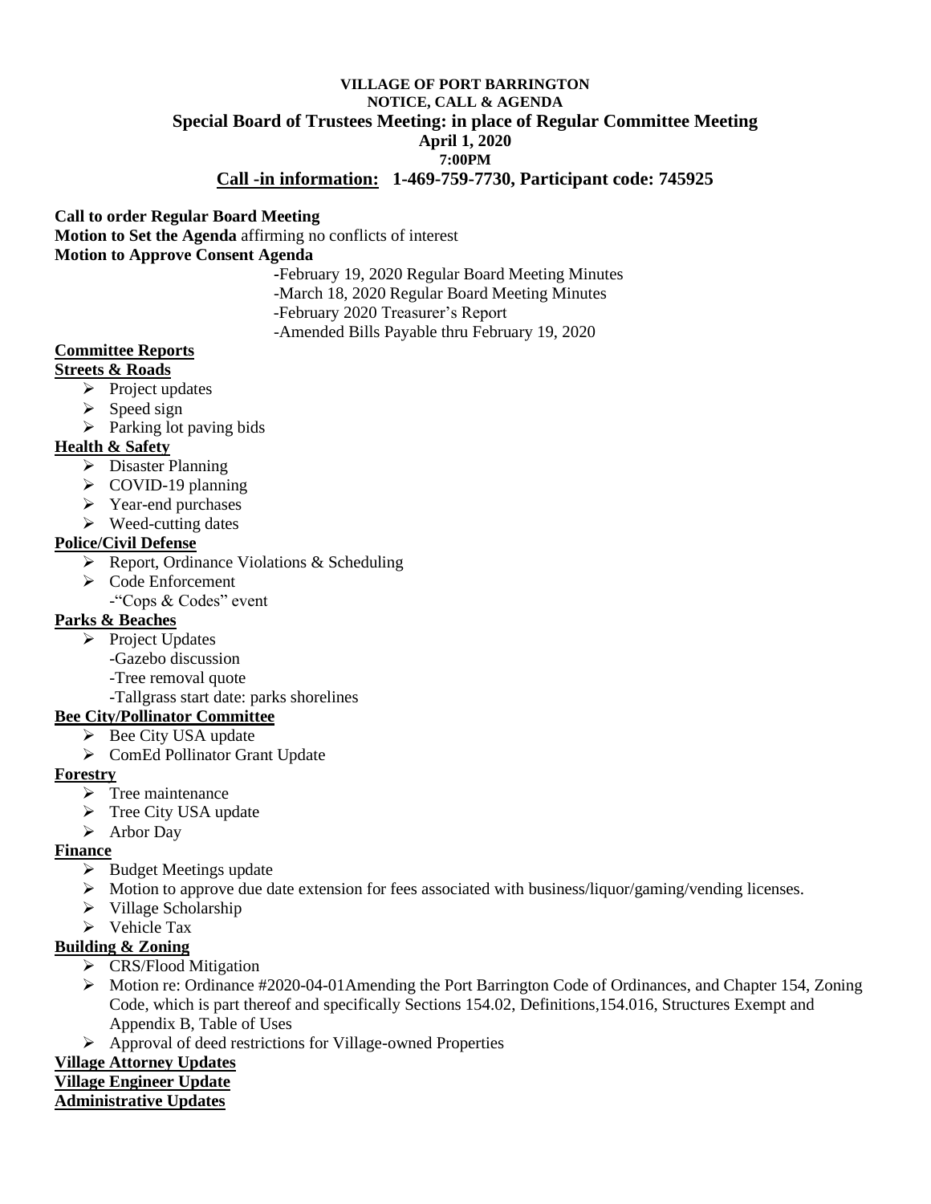**VILLAGE OF PORT BARRINGTON**
**NOTICE, CALL & AGENDA**
**Special Board of Trustees Meeting: in place of Regular Committee Meeting**
**April 1, 2020**
**7:00PM**
**Call -in information: 1-469-759-7730, Participant code: 745925**

**Call to order Regular Board Meeting**
**Motion to Set the Agenda** affirming no conflicts of interest
**Motion to Approve Consent Agenda**

- February 19, 2020 Regular Board Meeting Minutes
- March 18, 2020 Regular Board Meeting Minutes
- February 2020 Treasurer's Report
- Amended Bills Payable thru February 19, 2020

**Committee Reports**

**Streets & Roads**

- Project updates
- Speed sign
- Parking lot paving bids

**Health & Safety**

- Disaster Planning
- COVID-19 planning
- Year-end purchases
- Weed-cutting dates

**Police/Civil Defense**

- Report, Ordinance Violations & Scheduling
- Code Enforcement
  - "Cops & Codes" event

**Parks & Beaches**

- Project Updates
  - Gazebo discussion
  - Tree removal quote
  - Tallgrass start date: parks shorelines

**Bee City/Pollinator Committee**

- Bee City USA update
- ComEd Pollinator Grant Update

**Forestry**

- Tree maintenance
- Tree City USA update
- Arbor Day

**Finance**

- Budget Meetings update
- Motion to approve due date extension for fees associated with business/liquor/gaming/vending licenses.
- Village Scholarship
- Vehicle Tax

**Building & Zoning**

- CRS/Flood Mitigation
- Motion re: Ordinance #2020-04-01Amending the Port Barrington Code of Ordinances, and Chapter 154, Zoning Code, which is part thereof and specifically Sections 154.02, Definitions,154.016, Structures Exempt and Appendix B, Table of Uses
- Approval of deed restrictions for Village-owned Properties

**Village Attorney Updates**

**Village Engineer Update**

**Administrative Updates**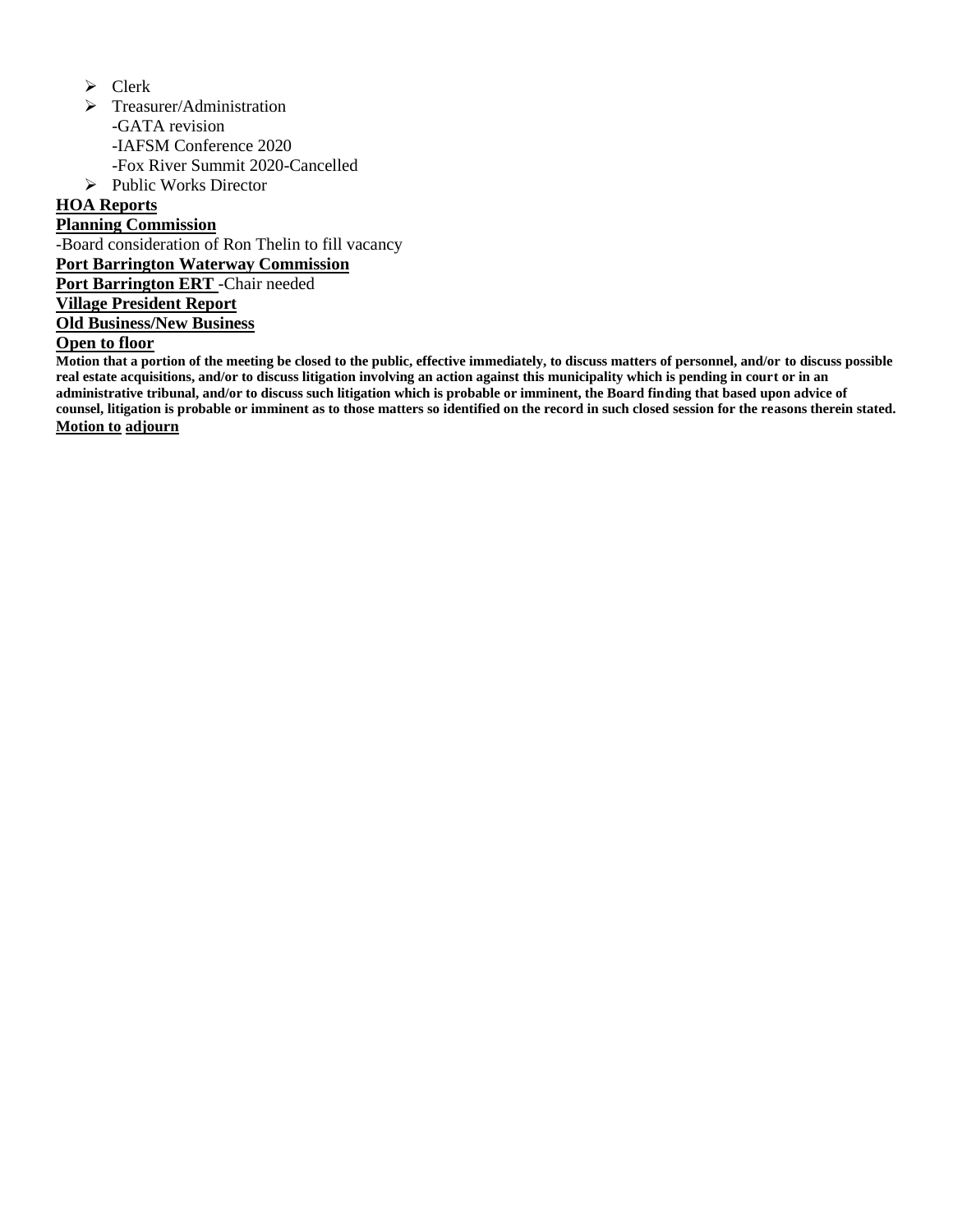- Clerk
- Treasurer/Administration
  - -GATA revision
  - -IAFSM Conference 2020
  - -Fox River Summit 2020-Cancelled
- Public Works Director

**HOA Reports**

**Planning Commission**

-Board consideration of Ron Thelin to fill vacancy

**Port Barrington Waterway Commission**

**Port Barrington ERT** -Chair needed

**Village President Report**

**Old Business/New Business**

**Open to floor**

**Motion that a portion of the meeting be closed to the public, effective immediately, to discuss matters of personnel, and/or to discuss possible real estate acquisitions, and/or to discuss litigation involving an action against this municipality which is pending in court or in an administrative tribunal, and/or to discuss such litigation which is probable or imminent, the Board finding that based upon advice of counsel, litigation is probable or imminent as to those matters so identified on the record in such closed session for the reasons therein stated.**

**Motion to adjourn**